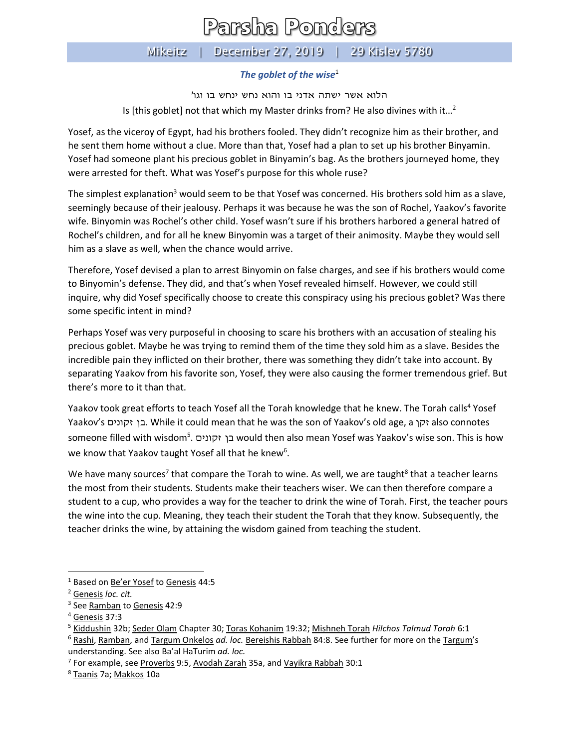# Parsha Ponders

## Mikeitz | December 27, 2019 | 29 Kislev 5780

***The goblet of the wise***[1]

הלוא אשר ישתה אדני בו והוא נחש ינחש בו וגו'

Is [this goblet] not that which my Master drinks from? He also divines with it…[2]

Yosef, as the viceroy of Egypt, had his brothers fooled. They didn't recognize him as their brother, and he sent them home without a clue. More than that, Yosef had a plan to set up his brother Binyamin. Yosef had someone plant his precious goblet in Binyamin's bag. As the brothers journeyed home, they were arrested for theft. What was Yosef's purpose for this whole ruse?

The simplest explanation[3] would seem to be that Yosef was concerned. His brothers sold him as a slave, seemingly because of their jealousy. Perhaps it was because he was the son of Rochel, Yaakov's favorite wife. Binyomin was Rochel's other child. Yosef wasn't sure if his brothers harbored a general hatred of Rochel's children, and for all he knew Binyomin was a target of their animosity. Maybe they would sell him as a slave as well, when the chance would arrive.

Therefore, Yosef devised a plan to arrest Binyomin on false charges, and see if his brothers would come to Binyomin's defense. They did, and that's when Yosef revealed himself. However, we could still inquire, why did Yosef specifically choose to create this conspiracy using his precious goblet? Was there some specific intent in mind?

Perhaps Yosef was very purposeful in choosing to scare his brothers with an accusation of stealing his precious goblet. Maybe he was trying to remind them of the time they sold him as a slave. Besides the incredible pain they inflicted on their brother, there was something they didn't take into account. By separating Yaakov from his favorite son, Yosef, they were also causing the former tremendous grief. But there's more to it than that.

Yaakov took great efforts to teach Yosef all the Torah knowledge that he knew. The Torah calls[4] Yosef Yaakov's בן זקונים. While it could mean that he was the son of Yaakov's old age, a זקן also connotes someone filled with wisdom[5]. בן זקונים would then also mean Yosef was Yaakov's wise son. This is how we know that Yaakov taught Yosef all that he knew[6].

We have many sources[7] that compare the Torah to wine. As well, we are taught[8] that a teacher learns the most from their students. Students make their teachers wiser. We can then therefore compare a student to a cup, who provides a way for the teacher to drink the wine of Torah. First, the teacher pours the wine into the cup. Meaning, they teach their student the Torah that they know. Subsequently, the teacher drinks the wine, by attaining the wisdom gained from teaching the student.

---

[1] Based on Be'er Yosef to Genesis 44:5

[2] Genesis *loc. cit.*

[3] See Ramban to Genesis 42:9

[4] Genesis 37:3

[5] Kiddushin 32b; Seder Olam Chapter 30; Toras Kohanim 19:32; Mishneh Torah *Hilchos Talmud Torah* 6:1

[6] Rashi, Ramban, and Targum Onkelos *ad. loc.* Bereishis Rabbah 84:8. See further for more on the Targum's understanding. See also Ba'al HaTurim *ad. loc.*

[7] For example, see Proverbs 9:5, Avodah Zarah 35a, and Vayikra Rabbah 30:1

[8] Taanis 7a; Makkos 10a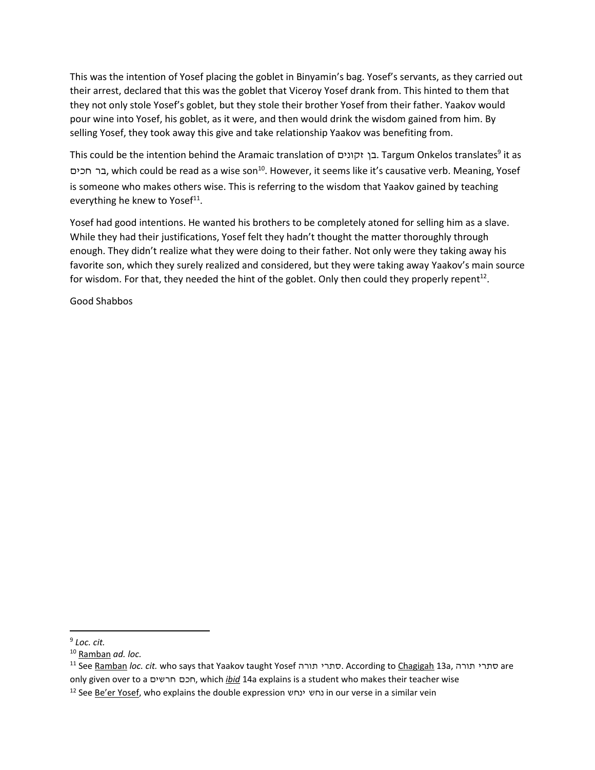This was the intention of Yosef placing the goblet in Binyamin's bag. Yosef's servants, as they carried out their arrest, declared that this was the goblet that Viceroy Yosef drank from. This hinted to them that they not only stole Yosef's goblet, but they stole their brother Yosef from their father. Yaakov would pour wine into Yosef, his goblet, as it were, and then would drink the wisdom gained from him. By selling Yosef, they took away this give and take relationship Yaakov was benefiting from.

This could be the intention behind the Aramaic translation of בן זקונים. Targum Onkelos translates[9] it as בר חכים, which could be read as a wise son[10]. However, it seems like it's causative verb. Meaning, Yosef is someone who makes others wise. This is referring to the wisdom that Yaakov gained by teaching everything he knew to Yosef[11].

Yosef had good intentions. He wanted his brothers to be completely atoned for selling him as a slave. While they had their justifications, Yosef felt they hadn't thought the matter thoroughly through enough. They didn't realize what they were doing to their father. Not only were they taking away his favorite son, which they surely realized and considered, but they were taking away Yaakov's main source for wisdom. For that, they needed the hint of the goblet. Only then could they properly repent[12].

Good Shabbos

---

[9] *Loc. cit.*

[10] Ramban *ad. loc.*

[11] See Ramban *loc. cit.* who says that Yaakov taught Yosef סתרי תורה. According to Chagigah 13a, סתרי תורה are only given over to a חכם חרשים, which ***ibid*** 14a explains is a student who makes their teacher wise

[12] See Be'er Yosef, who explains the double expression נחש ינחש in our verse in a similar vein